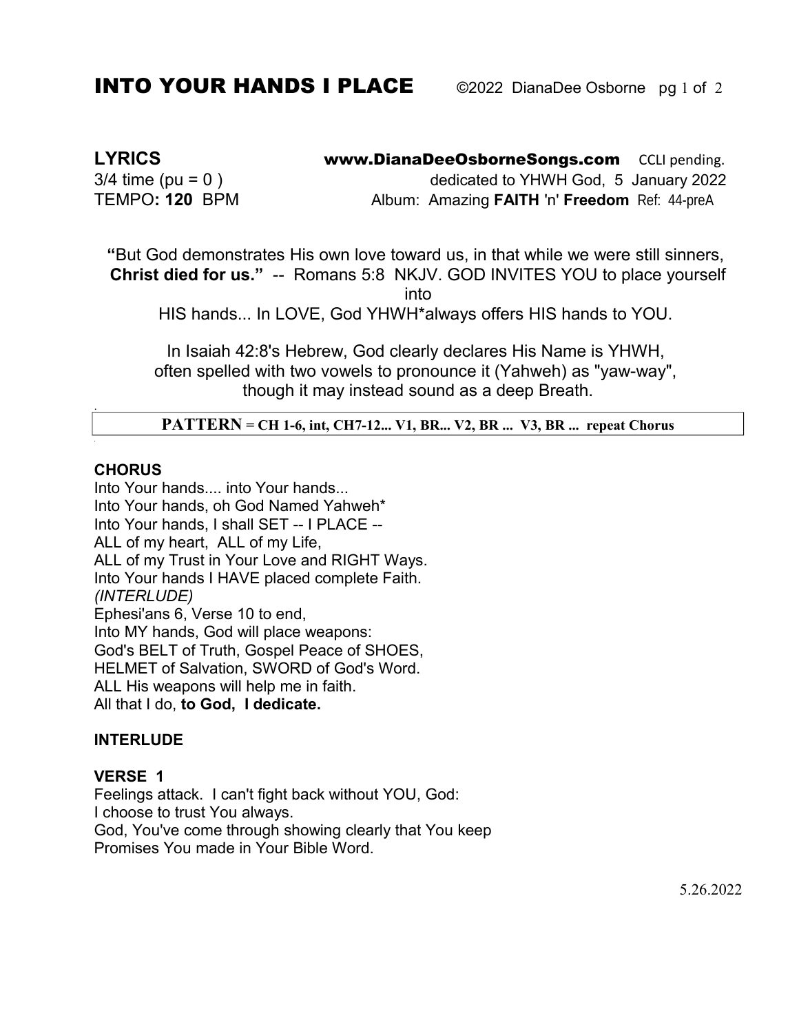# INTO YOUR HANDS I PLACE

©2022 DianaDee Osborne

**LYRICS** **www.DianaDeeOsborneSongs.com** CCLI pending.
3/4 time (pu = 0 ) dedicated to YHWH God, 5 January 2022
TEMPO**: 120** BPM Album: Amazing **FAITH** 'n' **Freedom** Ref: 44-preA

**"**But God demonstrates His own love toward us, in that while we were still sinners, **Christ died for us."** -- Romans 5:8 NKJV. GOD INVITES YOU to place yourself into
HIS hands... In LOVE, God YHWH*always offers HIS hands to YOU.

In Isaiah 42:8's Hebrew, God clearly declares His Name is YHWH, often spelled with two vowels to pronounce it (Yahweh) as "yaw-way", though it may instead sound as a deep Breath.

**PATTERN = CH 1-6, int, CH7-12... V1, BR... V2, BR ... V3, BR ... repeat Chorus**

**CHORUS**
Into Your hands.... into Your hands...
Into Your hands, oh God Named Yahweh*
Into Your hands, I shall SET -- I PLACE --
ALL of my heart, ALL of my Life,
ALL of my Trust in Your Love and RIGHT Ways.
Into Your hands I HAVE placed complete Faith.
*(INTERLUDE)*
Ephesi'ans 6, Verse 10 to end,
Into MY hands, God will place weapons:
God's BELT of Truth, Gospel Peace of SHOES,
HELMET of Salvation, SWORD of God's Word.
ALL His weapons will help me in faith.
All that I do, **to God, I dedicate.**

**INTERLUDE**

**VERSE 1**
Feelings attack. I can't fight back without YOU, God:
I choose to trust You always.
God, You've come through showing clearly that You keep
Promises You made in Your Bible Word.

5.26.2022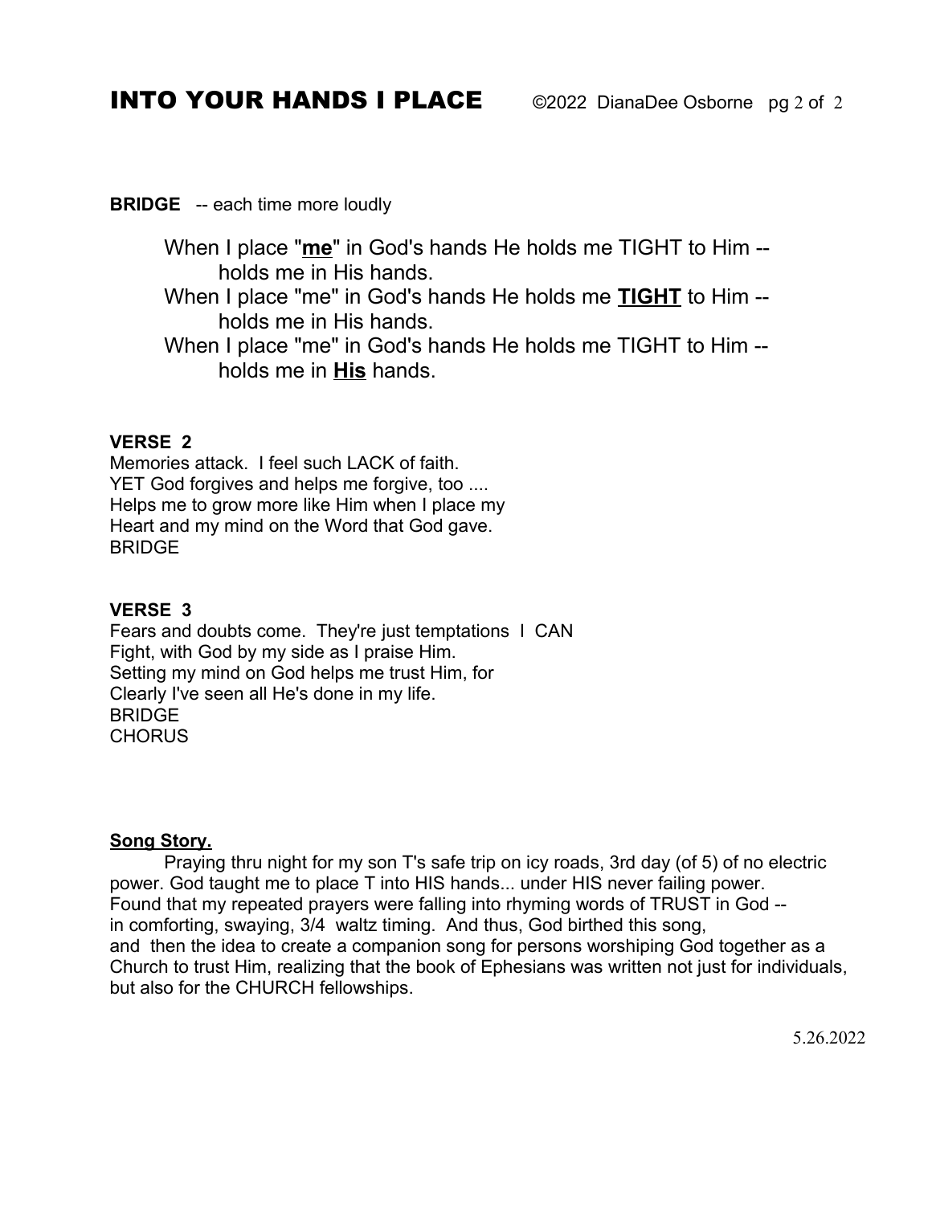**BRIDGE** -- each time more loudly

When I place "**<u>me</u>**" in God's hands He holds me TIGHT to Him --
holds me in His hands.
When I place "me" in God's hands He holds me **<u>TIGHT</u>** to Him --
holds me in His hands.
When I place "me" in God's hands He holds me TIGHT to Him --
holds me in **<u>His</u>** hands.

**VERSE 2**

Memories attack. I feel such LACK of faith.
YET God forgives and helps me forgive, too ....
Helps me to grow more like Him when I place my
Heart and my mind on the Word that God gave.
BRIDGE

**VERSE 3**

Fears and doubts come. They're just temptations I CAN
Fight, with God by my side as I praise Him.
Setting my mind on God helps me trust Him, for
Clearly I've seen all He's done in my life.
BRIDGE
CHORUS

**<u>Song Story.</u>**

Praying thru night for my son T's safe trip on icy roads, 3rd day (of 5) of no electric power. God taught me to place T into HIS hands... under HIS never failing power. Found that my repeated prayers were falling into rhyming words of TRUST in God -- in comforting, swaying, 3/4 waltz timing. And thus, God birthed this song, and then the idea to create a companion song for persons worshiping God together as a Church to trust Him, realizing that the book of Ephesians was written not just for individuals, but also for the CHURCH fellowships.

5.26.2022